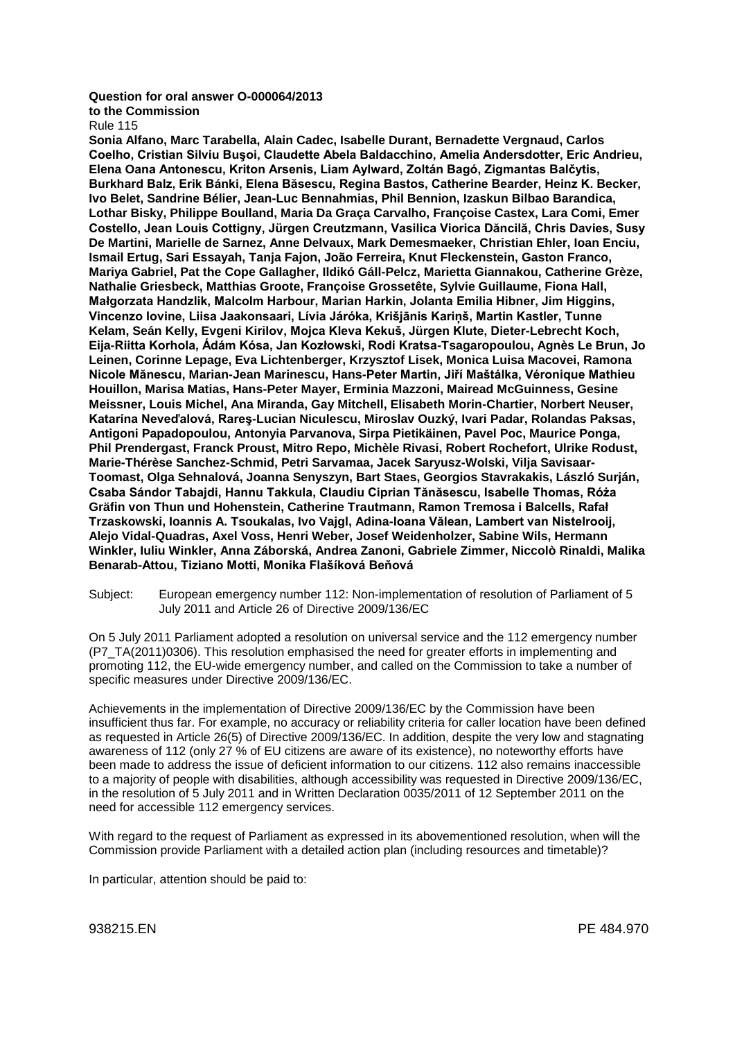**Question for oral answer O-000064/2013**
**to the Commission**
Rule 115

**Sonia Alfano, Marc Tarabella, Alain Cadec, Isabelle Durant, Bernadette Vergnaud, Carlos Coelho, Cristian Silviu Buşoi, Claudette Abela Baldacchino, Amelia Andersdotter, Eric Andrieu, Elena Oana Antonescu, Kriton Arsenis, Liam Aylward, Zoltán Bagó, Zigmantas Balčytis, Burkhard Balz, Erik Bánki, Elena Băsescu, Regina Bastos, Catherine Bearder, Heinz K. Becker, Ivo Belet, Sandrine Bélier, Jean-Luc Bennahmias, Phil Bennion, Izaskun Bilbao Barandica, Lothar Bisky, Philippe Boulland, Maria Da Graça Carvalho, Françoise Castex, Lara Comi, Emer Costello, Jean Louis Cottigny, Jürgen Creutzmann, Vasilica Viorica Dăncilă, Chris Davies, Susy De Martini, Marielle de Sarnez, Anne Delvaux, Mark Demesmaeker, Christian Ehler, Ioan Enciu, Ismail Ertug, Sari Essayah, Tanja Fajon, João Ferreira, Knut Fleckenstein, Gaston Franco, Mariya Gabriel, Pat the Cope Gallagher, Ildikó Gáll-Pelcz, Marietta Giannakou, Catherine Grèze, Nathalie Griesbeck, Matthias Groote, Françoise Grossetête, Sylvie Guillaume, Fiona Hall, Małgorzata Handzlik, Malcolm Harbour, Marian Harkin, Jolanta Emilia Hibner, Jim Higgins, Vincenzo Iovine, Liisa Jaakonsaari, Lívia Járóka, Krišjānis Kariņš, Martin Kastler, Tunne Kelam, Seán Kelly, Evgeni Kirilov, Mojca Kleva Kekuš, Jürgen Klute, Dieter-Lebrecht Koch, Eija-Riitta Korhola, Ádám Kósa, Jan Kozłowski, Rodi Kratsa-Tsagaropoulou, Agnès Le Brun, Jo Leinen, Corinne Lepage, Eva Lichtenberger, Krzysztof Lisek, Monica Luisa Macovei, Ramona Nicole Mănescu, Marian-Jean Marinescu, Hans-Peter Martin, Jiří Maštálka, Véronique Mathieu Houillon, Marisa Matias, Hans-Peter Mayer, Erminia Mazzoni, Mairead McGuinness, Gesine Meissner, Louis Michel, Ana Miranda, Gay Mitchell, Elisabeth Morin-Chartier, Norbert Neuser, Katarína Neveďalová, Rareş-Lucian Niculescu, Miroslav Ouzký, Ivari Padar, Rolandas Paksas, Antigoni Papadopoulou, Antonyia Parvanova, Sirpa Pietikäinen, Pavel Poc, Maurice Ponga, Phil Prendergast, Franck Proust, Mitro Repo, Michèle Rivasi, Robert Rochefort, Ulrike Rodust, Marie-Thérèse Sanchez-Schmid, Petri Sarvamaa, Jacek Saryusz-Wolski, Vilja Savisaar-Toomast, Olga Sehnalová, Joanna Senyszyn, Bart Staes, Georgios Stavrakakis, László Surján, Csaba Sándor Tabajdi, Hannu Takkula, Claudiu Ciprian Tănăsescu, Isabelle Thomas, Róża Gräfin von Thun und Hohenstein, Catherine Trautmann, Ramon Tremosa i Balcells, Rafał Trzaskowski, Ioannis A. Tsoukalas, Ivo Vajgl, Adina-Ioana Vălean, Lambert van Nistelrooij, Alejo Vidal-Quadras, Axel Voss, Henri Weber, Josef Weidenholzer, Sabine Wils, Hermann Winkler, Iuliu Winkler, Anna Záborská, Andrea Zanoni, Gabriele Zimmer, Niccolò Rinaldi, Malika Benarab-Attou, Tiziano Motti, Monika Flašíková Beňová**

Subject: European emergency number 112: Non-implementation of resolution of Parliament of 5 July 2011 and Article 26 of Directive 2009/136/EC

On 5 July 2011 Parliament adopted a resolution on universal service and the 112 emergency number (P7_TA(2011)0306). This resolution emphasised the need for greater efforts in implementing and promoting 112, the EU-wide emergency number, and called on the Commission to take a number of specific measures under Directive 2009/136/EC.

Achievements in the implementation of Directive 2009/136/EC by the Commission have been insufficient thus far. For example, no accuracy or reliability criteria for caller location have been defined as requested in Article 26(5) of Directive 2009/136/EC. In addition, despite the very low and stagnating awareness of 112 (only 27 % of EU citizens are aware of its existence), no noteworthy efforts have been made to address the issue of deficient information to our citizens. 112 also remains inaccessible to a majority of people with disabilities, although accessibility was requested in Directive 2009/136/EC, in the resolution of 5 July 2011 and in Written Declaration 0035/2011 of 12 September 2011 on the need for accessible 112 emergency services.

With regard to the request of Parliament as expressed in its abovementioned resolution, when will the Commission provide Parliament with a detailed action plan (including resources and timetable)?

In particular, attention should be paid to: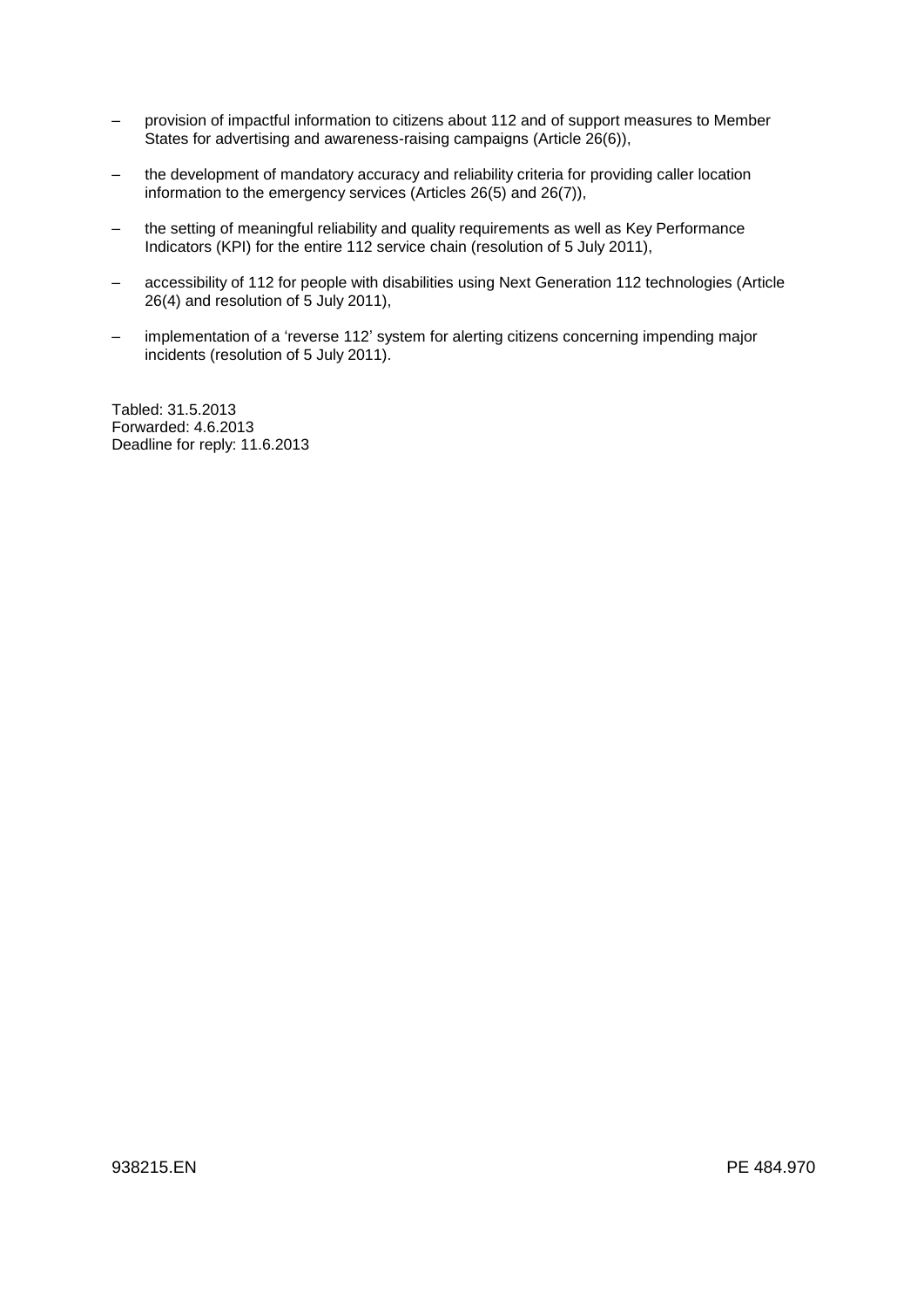– provision of impactful information to citizens about 112 and of support measures to Member States for advertising and awareness-raising campaigns (Article 26(6)),

– the development of mandatory accuracy and reliability criteria for providing caller location information to the emergency services (Articles 26(5) and 26(7)),

– the setting of meaningful reliability and quality requirements as well as Key Performance Indicators (KPI) for the entire 112 service chain (resolution of 5 July 2011),

– accessibility of 112 for people with disabilities using Next Generation 112 technologies (Article 26(4) and resolution of 5 July 2011),

– implementation of a 'reverse 112' system for alerting citizens concerning impending major incidents (resolution of 5 July 2011).

Tabled: 31.5.2013
Forwarded: 4.6.2013
Deadline for reply: 11.6.2013

938215.EN PE 484.970